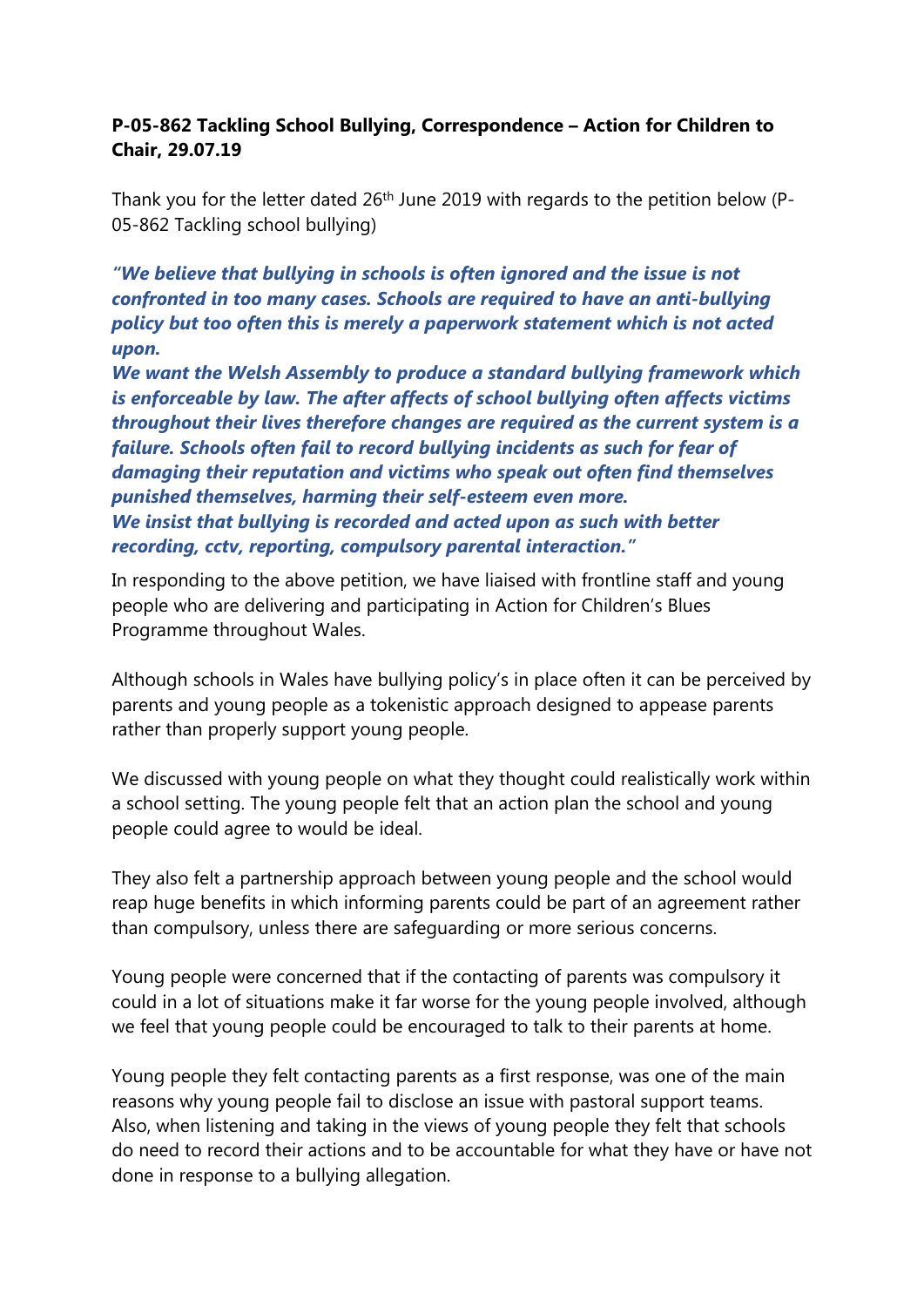**P-05-862 Tackling School Bullying, Correspondence – Action for Children to Chair, 29.07.19**

Thank you for the letter dated 26th June 2019 with regards to the petition below (P-05-862 Tackling school bullying)

***"We believe that bullying in schools is often ignored and the issue is not confronted in too many cases. Schools are required to have an anti-bullying policy but too often this is merely a paperwork statement which is not acted upon.***
***We want the Welsh Assembly to produce a standard bullying framework which is enforceable by law. The after affects of school bullying often affects victims throughout their lives therefore changes are required as the current system is a failure. Schools often fail to record bullying incidents as such for fear of damaging their reputation and victims who speak out often find themselves punished themselves, harming their self-esteem even more.***
***We insist that bullying is recorded and acted upon as such with better recording, cctv, reporting, compulsory parental interaction."***

In responding to the above petition, we have liaised with frontline staff and young people who are delivering and participating in Action for Children's Blues Programme throughout Wales.

Although schools in Wales have bullying policy's in place often it can be perceived by parents and young people as a tokenistic approach designed to appease parents rather than properly support young people.

We discussed with young people on what they thought could realistically work within a school setting. The young people felt that an action plan the school and young people could agree to would be ideal.

They also felt a partnership approach between young people and the school would reap huge benefits in which informing parents could be part of an agreement rather than compulsory, unless there are safeguarding or more serious concerns.

Young people were concerned that if the contacting of parents was compulsory it could in a lot of situations make it far worse for the young people involved, although we feel that young people could be encouraged to talk to their parents at home.

Young people they felt contacting parents as a first response, was one of the main reasons why young people fail to disclose an issue with pastoral support teams. Also, when listening and taking in the views of young people they felt that schools do need to record their actions and to be accountable for what they have or have not done in response to a bullying allegation.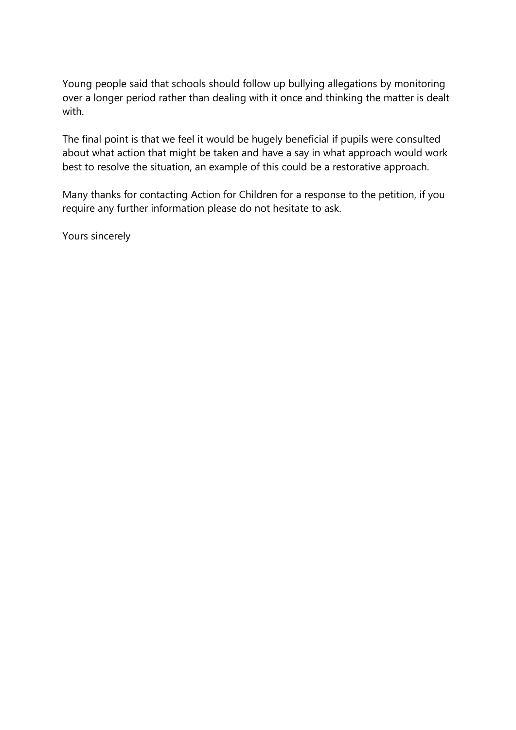Young people said that schools should follow up bullying allegations by monitoring over a longer period rather than dealing with it once and thinking the matter is dealt with.

The final point is that we feel it would be hugely beneficial if pupils were consulted about what action that might be taken and have a say in what approach would work best to resolve the situation, an example of this could be a restorative approach.

Many thanks for contacting Action for Children for a response to the petition, if you require any further information please do not hesitate to ask.

Yours sincerely